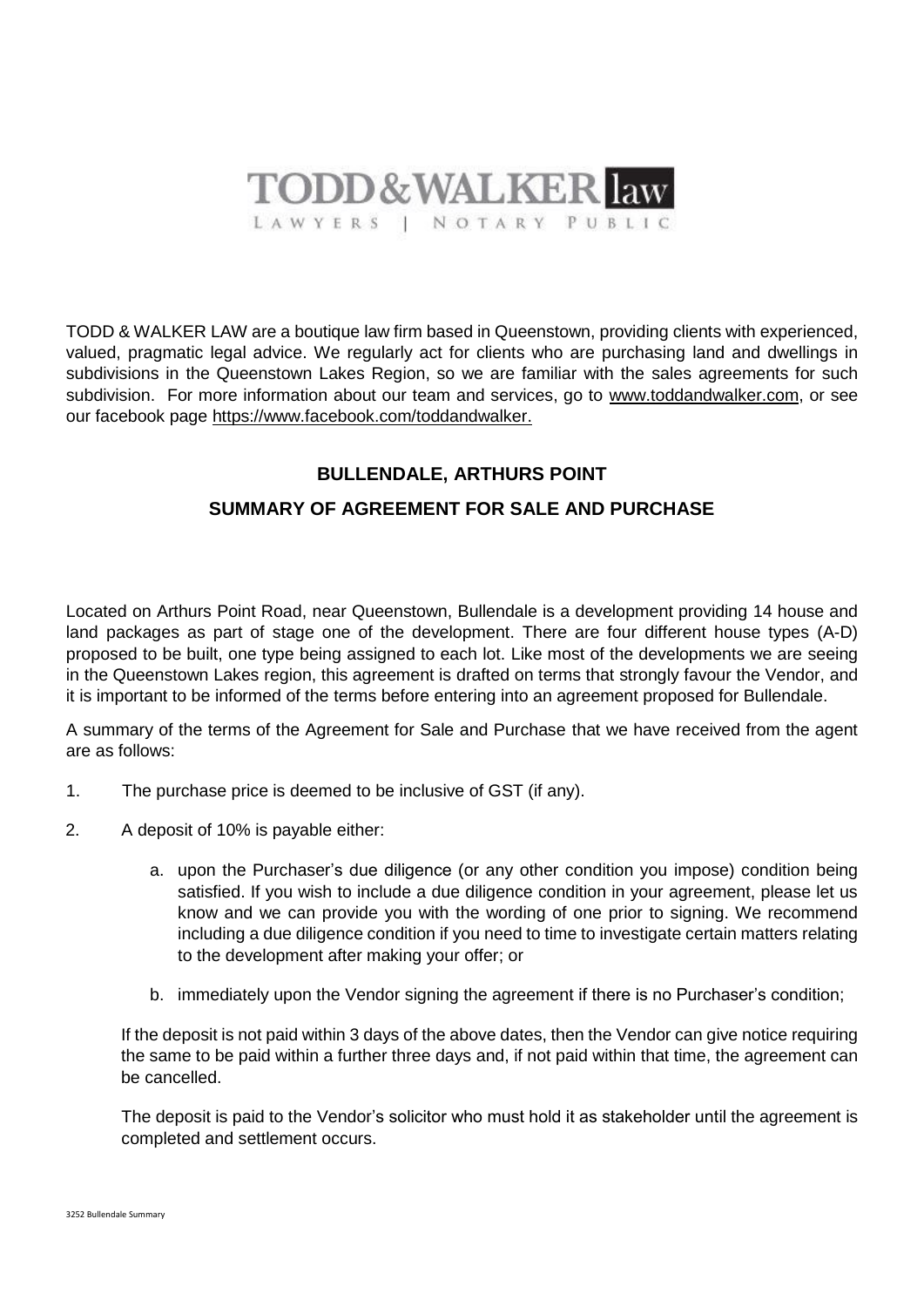TODD & WALKER law

LAWYERS | NOTARY PUBLIC

TODD & WALKER LAW are a boutique law firm based in Queenstown, providing clients with experienced, valued, pragmatic legal advice. We regularly act for clients who are purchasing land and dwellings in subdivisions in the Queenstown Lakes Region, so we are familiar with the sales agreements for such subdivision. For more information about our team and services, go to www.toddandwalker.com, or see our facebook page https://www.facebook.com/toddandwalker.

## BULLENDALE, ARTHURS POINT

## SUMMARY OF AGREEMENT FOR SALE AND PURCHASE

Located on Arthurs Point Road, near Queenstown, Bullendale is a development providing 14 house and land packages as part of stage one of the development. There are four different house types (A-D) proposed to be built, one type being assigned to each lot. Like most of the developments we are seeing in the Queenstown Lakes region, this agreement is drafted on terms that strongly favour the Vendor, and it is important to be informed of the terms before entering into an agreement proposed for Bullendale.

A summary of the terms of the Agreement for Sale and Purchase that we have received from the agent are as follows:

1. The purchase price is deemed to be inclusive of GST (if any).

2. A deposit of 10% is payable either:

   a. upon the Purchaser's due diligence (or any other condition you impose) condition being satisfied. If you wish to include a due diligence condition in your agreement, please let us know and we can provide you with the wording of one prior to signing. We recommend including a due diligence condition if you need to time to investigate certain matters relating to the development after making your offer; or

   b. immediately upon the Vendor signing the agreement if there is no Purchaser's condition;

   If the deposit is not paid within 3 days of the above dates, then the Vendor can give notice requiring the same to be paid within a further three days and, if not paid within that time, the agreement can be cancelled.

   The deposit is paid to the Vendor's solicitor who must hold it as stakeholder until the agreement is completed and settlement occurs.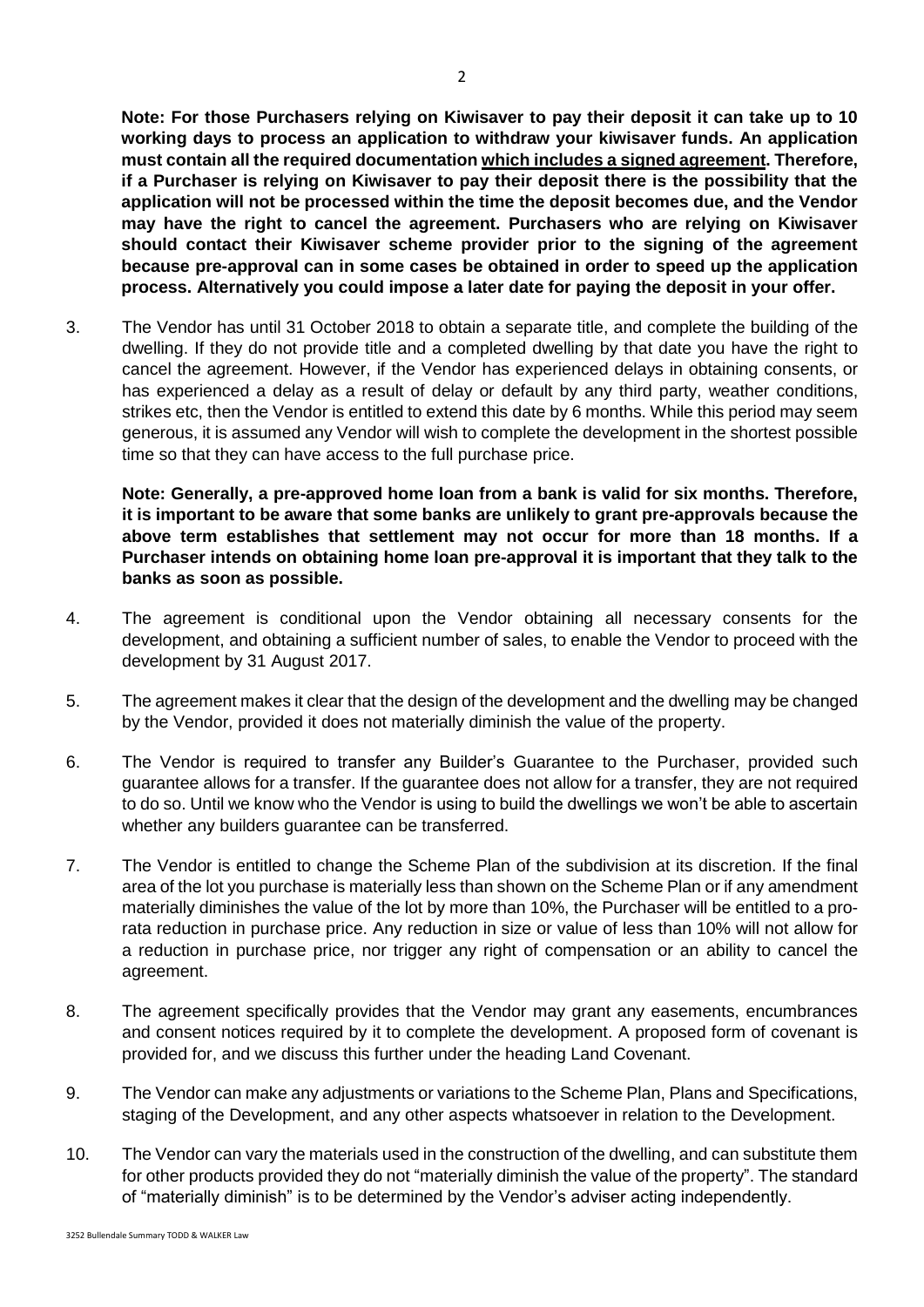**Note: For those Purchasers relying on Kiwisaver to pay their deposit it can take up to 10 working days to process an application to withdraw your kiwisaver funds. An application must contain all the required documentation <u>which includes a signed agreement</u>. Therefore, if a Purchaser is relying on Kiwisaver to pay their deposit there is the possibility that the application will not be processed within the time the deposit becomes due, and the Vendor may have the right to cancel the agreement. Purchasers who are relying on Kiwisaver should contact their Kiwisaver scheme provider prior to the signing of the agreement because pre-approval can in some cases be obtained in order to speed up the application process. Alternatively you could impose a later date for paying the deposit in your offer.**

3. The Vendor has until 31 October 2018 to obtain a separate title, and complete the building of the dwelling. If they do not provide title and a completed dwelling by that date you have the right to cancel the agreement. However, if the Vendor has experienced delays in obtaining consents, or has experienced a delay as a result of delay or default by any third party, weather conditions, strikes etc, then the Vendor is entitled to extend this date by 6 months. While this period may seem generous, it is assumed any Vendor will wish to complete the development in the shortest possible time so that they can have access to the full purchase price.

   **Note: Generally, a pre-approved home loan from a bank is valid for six months. Therefore, it is important to be aware that some banks are unlikely to grant pre-approvals because the above term establishes that settlement may not occur for more than 18 months. If a Purchaser intends on obtaining home loan pre-approval it is important that they talk to the banks as soon as possible.**

4. The agreement is conditional upon the Vendor obtaining all necessary consents for the development, and obtaining a sufficient number of sales, to enable the Vendor to proceed with the development by 31 August 2017.

5. The agreement makes it clear that the design of the development and the dwelling may be changed by the Vendor, provided it does not materially diminish the value of the property.

6. The Vendor is required to transfer any Builder's Guarantee to the Purchaser, provided such guarantee allows for a transfer. If the guarantee does not allow for a transfer, they are not required to do so. Until we know who the Vendor is using to build the dwellings we won't be able to ascertain whether any builders guarantee can be transferred.

7. The Vendor is entitled to change the Scheme Plan of the subdivision at its discretion. If the final area of the lot you purchase is materially less than shown on the Scheme Plan or if any amendment materially diminishes the value of the lot by more than 10%, the Purchaser will be entitled to a pro-rata reduction in purchase price. Any reduction in size or value of less than 10% will not allow for a reduction in purchase price, nor trigger any right of compensation or an ability to cancel the agreement.

8. The agreement specifically provides that the Vendor may grant any easements, encumbrances and consent notices required by it to complete the development. A proposed form of covenant is provided for, and we discuss this further under the heading Land Covenant.

9. The Vendor can make any adjustments or variations to the Scheme Plan, Plans and Specifications, staging of the Development, and any other aspects whatsoever in relation to the Development.

10. The Vendor can vary the materials used in the construction of the dwelling, and can substitute them for other products provided they do not "materially diminish the value of the property". The standard of "materially diminish" is to be determined by the Vendor's adviser acting independently.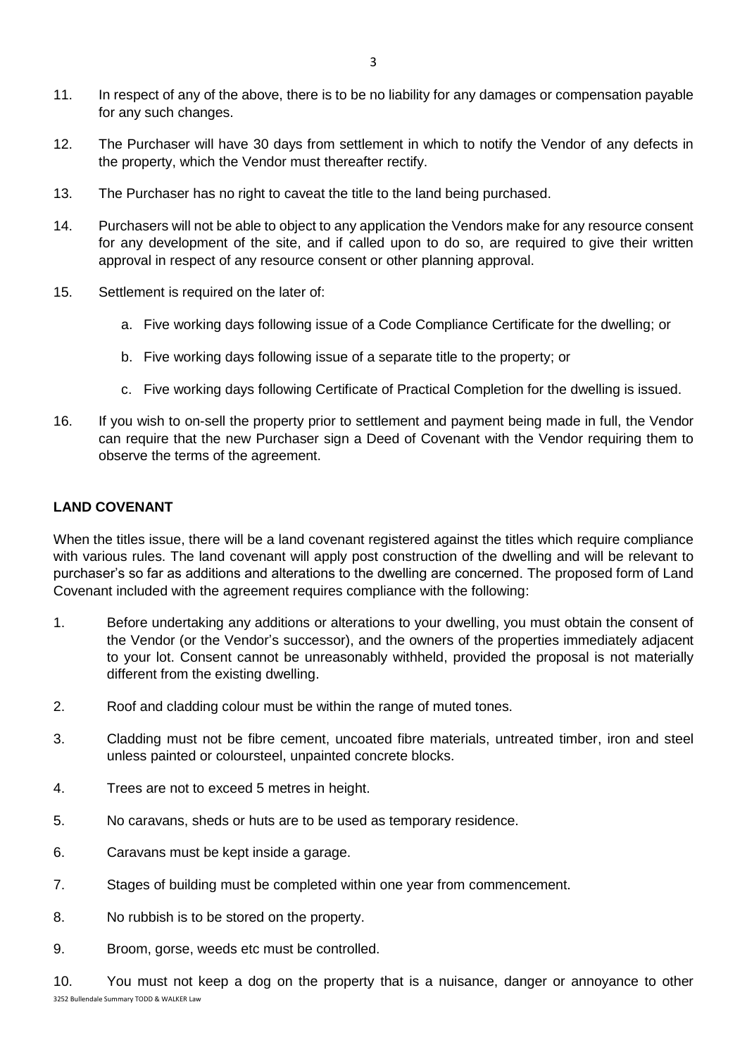11. In respect of any of the above, there is to be no liability for any damages or compensation payable for any such changes.

12. The Purchaser will have 30 days from settlement in which to notify the Vendor of any defects in the property, which the Vendor must thereafter rectify.

13. The Purchaser has no right to caveat the title to the land being purchased.

14. Purchasers will not be able to object to any application the Vendors make for any resource consent for any development of the site, and if called upon to do so, are required to give their written approval in respect of any resource consent or other planning approval.

15. Settlement is required on the later of:

    a. Five working days following issue of a Code Compliance Certificate for the dwelling; or

    b. Five working days following issue of a separate title to the property; or

    c. Five working days following Certificate of Practical Completion for the dwelling is issued.

16. If you wish to on-sell the property prior to settlement and payment being made in full, the Vendor can require that the new Purchaser sign a Deed of Covenant with the Vendor requiring them to observe the terms of the agreement.

**LAND COVENANT**

When the titles issue, there will be a land covenant registered against the titles which require compliance with various rules. The land covenant will apply post construction of the dwelling and will be relevant to purchaser's so far as additions and alterations to the dwelling are concerned. The proposed form of Land Covenant included with the agreement requires compliance with the following:

1. Before undertaking any additions or alterations to your dwelling, you must obtain the consent of the Vendor (or the Vendor's successor), and the owners of the properties immediately adjacent to your lot. Consent cannot be unreasonably withheld, provided the proposal is not materially different from the existing dwelling.

2. Roof and cladding colour must be within the range of muted tones.

3. Cladding must not be fibre cement, uncoated fibre materials, untreated timber, iron and steel unless painted or coloursteel, unpainted concrete blocks.

4. Trees are not to exceed 5 metres in height.

5. No caravans, sheds or huts are to be used as temporary residence.

6. Caravans must be kept inside a garage.

7. Stages of building must be completed within one year from commencement.

8. No rubbish is to be stored on the property.

9. Broom, gorse, weeds etc must be controlled.

10. You must not keep a dog on the property that is a nuisance, danger or annoyance to other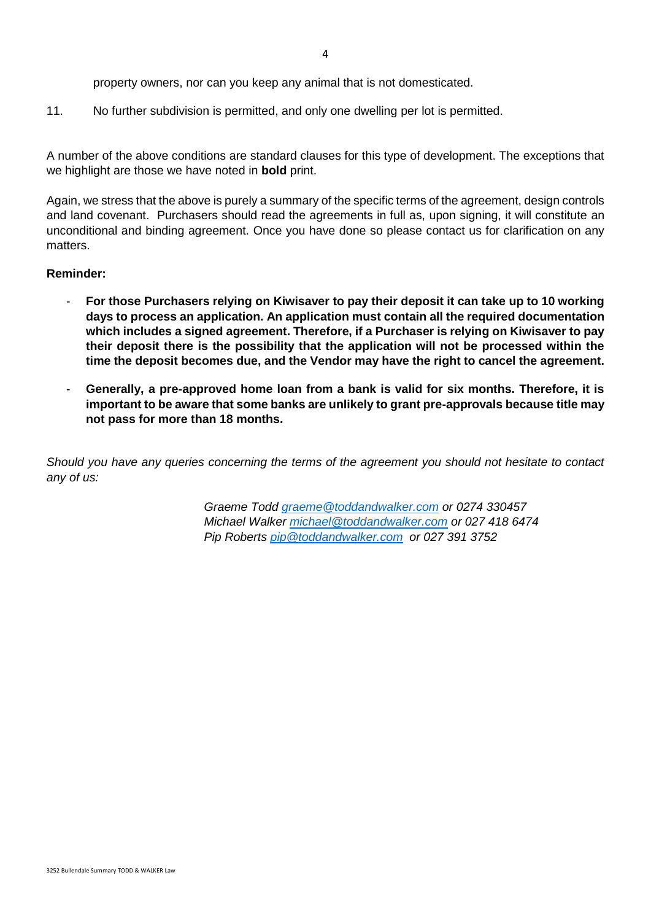property owners, nor can you keep any animal that is not domesticated.

11. No further subdivision is permitted, and only one dwelling per lot is permitted.

A number of the above conditions are standard clauses for this type of development. The exceptions that we highlight are those we have noted in **bold** print.

Again, we stress that the above is purely a summary of the specific terms of the agreement, design controls and land covenant. Purchasers should read the agreements in full as, upon signing, it will constitute an unconditional and binding agreement. Once you have done so please contact us for clarification on any matters.

**Reminder:**

- **For those Purchasers relying on Kiwisaver to pay their deposit it can take up to 10 working days to process an application. An application must contain all the required documentation which includes a signed agreement. Therefore, if a Purchaser is relying on Kiwisaver to pay their deposit there is the possibility that the application will not be processed within the time the deposit becomes due, and the Vendor may have the right to cancel the agreement.**
- **Generally, a pre-approved home loan from a bank is valid for six months. Therefore, it is important to be aware that some banks are unlikely to grant pre-approvals because title may not pass for more than 18 months.**

*Should you have any queries concerning the terms of the agreement you should not hesitate to contact any of us:*

*Graeme Todd graeme@toddandwalker.com or 0274 330457*
*Michael Walker michael@toddandwalker.com or 027 418 6474*
*Pip Roberts pip@toddandwalker.com or 027 391 3752*

3252 Bullendale Summary TODD & WALKER Law